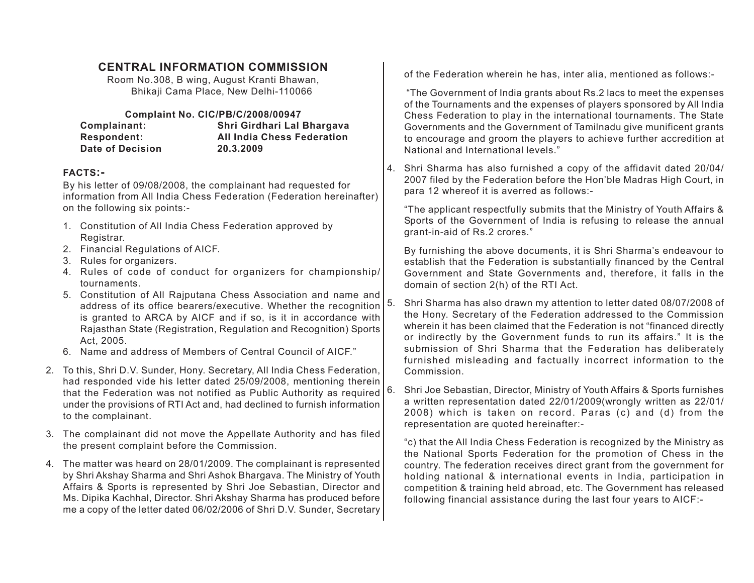## CENTRAL INFORMATION COMMISSION

Room No.308, B wing, August Kranti Bhawan,
Bhikaji Cama Place, New Delhi-110066

**Complaint No. CIC/PB/C/2008/00947**

| | |
|---|---|
| **Complainant:** | **Shri Girdhari Lal Bhargava** |
| **Respondent:** | **All India Chess Federation** |
| **Date of Decision** | **20.3.2009** |

**FACTS:-**

By his letter of 09/08/2008, the complainant had requested for information from All India Chess Federation (Federation hereinafter) on the following six points:-

1. Constitution of All India Chess Federation approved by Registrar.
2. Financial Regulations of AICF.
3. Rules for organizers.
4. Rules of code of conduct for organizers for championship/ tournaments.
5. Constitution of All Rajputana Chess Association and name and address of its office bearers/executive. Whether the recognition is granted to ARCA by AICF and if so, is it in accordance with Rajasthan State (Registration, Regulation and Recognition) Sports Act, 2005.
6. Name and address of Members of Central Council of AICF."

2. To this, Shri D.V. Sunder, Hony. Secretary, All India Chess Federation, had responded vide his letter dated 25/09/2008, mentioning therein that the Federation was not notified as Public Authority as required under the provisions of RTI Act and, had declined to furnish information to the complainant.

3. The complainant did not move the Appellate Authority and has filed the present complaint before the Commission.

4. The matter was heard on 28/01/2009. The complainant is represented by Shri Akshay Sharma and Shri Ashok Bhargava. The Ministry of Youth Affairs & Sports is represented by Shri Joe Sebastian, Director and Ms. Dipika Kachhal, Director. Shri Akshay Sharma has produced before me a copy of the letter dated 06/02/2006 of Shri D.V. Sunder, Secretary of the Federation wherein he has, inter alia, mentioned as follows:-

"The Government of India grants about Rs.2 lacs to meet the expenses of the Tournaments and the expenses of players sponsored by All India Chess Federation to play in the international tournaments. The State Governments and the Government of Tamilnadu give munificent grants to encourage and groom the players to achieve further accredition at National and International levels."

4. Shri Sharma has also furnished a copy of the affidavit dated 20/04/2007 filed by the Federation before the Hon'ble Madras High Court, in para 12 whereof it is averred as follows:-

"The applicant respectfully submits that the Ministry of Youth Affairs & Sports of the Government of India is refusing to release the annual grant-in-aid of Rs.2 crores."

By furnishing the above documents, it is Shri Sharma's endeavour to establish that the Federation is substantially financed by the Central Government and State Governments and, therefore, it falls in the domain of section 2(h) of the RTI Act.

5. Shri Sharma has also drawn my attention to letter dated 08/07/2008 of the Hony. Secretary of the Federation addressed to the Commission wherein it has been claimed that the Federation is not "financed directly or indirectly by the Government funds to run its affairs." It is the submission of Shri Sharma that the Federation has deliberately furnished misleading and factually incorrect information to the Commission.

6. Shri Joe Sebastian, Director, Ministry of Youth Affairs & Sports furnishes a written representation dated 22/01/2009(wrongly written as 22/01/2008) which is taken on record. Paras (c) and (d) from the representation are quoted hereinafter:-

"c) that the All India Chess Federation is recognized by the Ministry as the National Sports Federation for the promotion of Chess in the country. The federation receives direct grant from the government for holding national & international events in India, participation in competition & training held abroad, etc. The Government has released following financial assistance during the last four years to AICF:-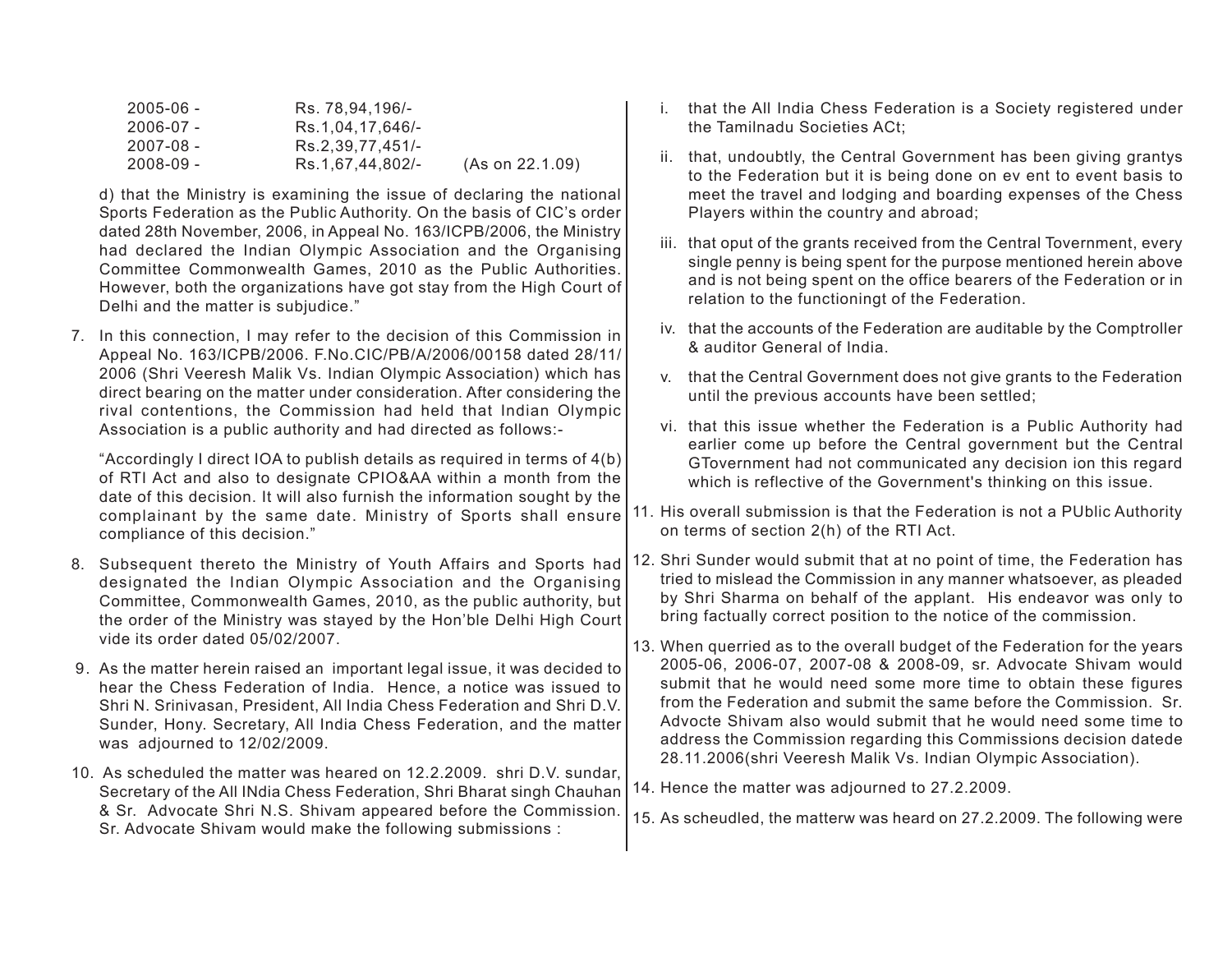| | | |
|---|---|---|
| 2005-06 - | Rs. 78,94,196/- | |
| 2006-07 - | Rs.1,04,17,646/- | |
| 2007-08 - | Rs.2,39,77,451/- | |
| 2008-09 - | Rs.1,67,44,802/- | (As on 22.1.09) |

d) that the Ministry is examining the issue of declaring the national Sports Federation as the Public Authority. On the basis of CIC's order dated 28th November, 2006, in Appeal No. 163/ICPB/2006, the Ministry had declared the Indian Olympic Association and the Organising Committee Commonwealth Games, 2010 as the Public Authorities. However, both the organizations have got stay from the High Court of Delhi and the matter is subjudice."

7. In this connection, I may refer to the decision of this Commission in Appeal No. 163/ICPB/2006. F.No.CIC/PB/A/2006/00158 dated 28/11/2006 (Shri Veeresh Malik Vs. Indian Olympic Association) which has direct bearing on the matter under consideration. After considering the rival contentions, the Commission had held that Indian Olympic Association is a public authority and had directed as follows:-

   "Accordingly I direct IOA to publish details as required in terms of 4(b) of RTI Act and also to designate CPIO&AA within a month from the date of this decision. It will also furnish the information sought by the complainant by the same date. Ministry of Sports shall ensure compliance of this decision."

8. Subsequent thereto the Ministry of Youth Affairs and Sports had designated the Indian Olympic Association and the Organising Committee, Commonwealth Games, 2010, as the public authority, but the order of the Ministry was stayed by the Hon'ble Delhi High Court vide its order dated 05/02/2007.

9. As the matter herein raised an important legal issue, it was decided to hear the Chess Federation of India. Hence, a notice was issued to Shri N. Srinivasan, President, All India Chess Federation and Shri D.V. Sunder, Hony. Secretary, All India Chess Federation, and the matter was adjourned to 12/02/2009.

10. As scheduled the matter was heared on 12.2.2009. shri D.V. sundar, Secretary of the All INdia Chess Federation, Shri Bharat singh Chauhan & Sr. Advocate Shri N.S. Shivam appeared before the Commission. Sr. Advocate Shivam would make the following submissions :

    i. that the All India Chess Federation is a Society registered under the Tamilnadu Societies ACt;

    ii. that, undoubtly, the Central Government has been giving grantys to the Federation but it is being done on ev ent to event basis to meet the travel and lodging and boarding expenses of the Chess Players within the country and abroad;

    iii. that oput of the grants received from the Central Tovernment, every single penny is being spent for the purpose mentioned herein above and is not being spent on the office bearers of the Federation or in relation to the functioningt of the Federation.

    iv. that the accounts of the Federation are auditable by the Comptroller & auditor General of India.

    v. that the Central Government does not give grants to the Federation until the previous accounts have been settled;

    vi. that this issue whether the Federation is a Public Authority had earlier come up before the Central government but the Central GTovernment had not communicated any decision ion this regard which is reflective of the Government's thinking on this issue.

11. His overall submission is that the Federation is not a PUblic Authority on terms of section 2(h) of the RTI Act.

12. Shri Sunder would submit that at no point of time, the Federation has tried to mislead the Commission in any manner whatsoever, as pleaded by Shri Sharma on behalf of the applant. His endeavor was only to bring factually correct position to the notice of the commission.

13. When querried as to the overall budget of the Federation for the years 2005-06, 2006-07, 2007-08 & 2008-09, sr. Advocate Shivam would submit that he would need some more time to obtain these figures from the Federation and submit the same before the Commission. Sr. Advocte Shivam also would submit that he would need some time to address the Commission regarding this Commissions decision datede 28.11.2006(shri Veeresh Malik Vs. Indian Olympic Association).

14. Hence the matter was adjourned to 27.2.2009.

15. As scheudled, the matterw was heard on 27.2.2009. The following were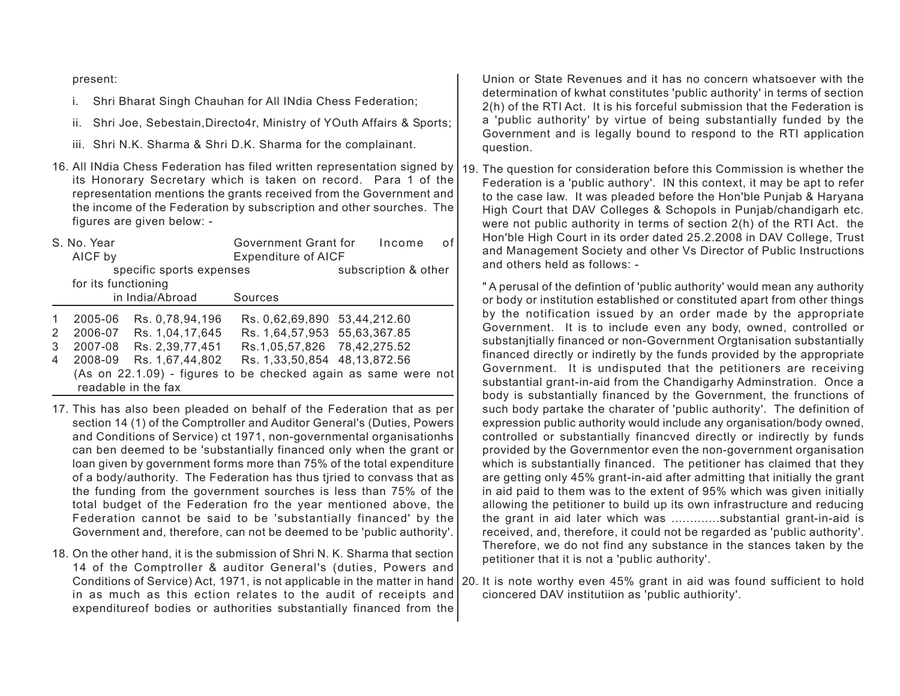present:

i. Shri Bharat Singh Chauhan for All INdia Chess Federation;

ii. Shri Joe, Sebestain,Directo4r, Ministry of YOuth Affairs & Sports;

iii. Shri N.K. Sharma & Shri D.K. Sharma for the complainant.

16. All INdia Chess Federation has filed written representation signed by its Honorary Secretary which is taken on record. Para 1 of the representation mentions the grants received from the Government and the income of the Federation by subscription and other sourches. The figures are given below: -

| S. No. | Year | Government Grant for specific sports expenses for its functioning in India/Abroad | Expenditure of AICF | Income of AICF by subscription & other Sources |
|---|---|---|---|---|
| 1 | 2005-06 | Rs. 0,78,94,196 | Rs. 0,62,69,890 | 53,44,212.60 |
| 2 | 2006-07 | Rs. 1,04,17,645 | Rs. 1,64,57,953 | 55,63,367.85 |
| 3 | 2007-08 | Rs. 2,39,77,451 | Rs.1,05,57,826 | 78,42,275.52 |
| 4 | 2008-09 | Rs. 1,67,44,802 | Rs. 1,33,50,854 | 48,13,872.56 |

(As on 22.1.09) - figures to be checked again as same were not readable in the fax

17. This has also been pleaded on behalf of the Federation that as per section 14 (1) of the Comptroller and Auditor General's (Duties, Powers and Conditions of Service) ct 1971, non-governmental organisationhs can ben deemed to be 'substantially financed only when the grant or loan given by government forms more than 75% of the total expenditure of a body/authority. The Federation has thus tjried to convass that as the funding from the government sources is less than 75% of the total budget of the Federation fro the year mentioned above, the Federation cannot be said to be 'substantially financed' by the Government and, therefore, can not be deemed to be 'public authority'.

18. On the other hand, it is the submission of Shri N. K. Sharma that section 14 of the Comptroller & auditor General's (duties, Powers and Conditions of Service) Act, 1971, is not applicable in the matter in hand in as much as this ection relates to the audit of receipts and expenditureof bodies or authorities substantially financed from the Union or State Revenues and it has no concern whatsoever with the determination of kwhat constitutes 'public authority' in terms of section 2(h) of the RTI Act. It is his forceful submission that the Federation is a 'public authority' by virtue of being substantially funded by the Government and is legally bound to respond to the RTI application question.

19. The question for consideration before this Commission is whether the Federation is a 'public authory'. IN this context, it may be apt to refer to the case law. It was pleaded before the Hon'ble Punjab & Haryana High Court that DAV Colleges & Schopols in Punjab/chandigarh etc. were not public authority in terms of section 2(h) of the RTI Act. the Hon'ble High Court in its order dated 25.2.2008 in DAV College, Trust and Management Society and other Vs Director of Public Instructions and others held as follows: -

" A perusal of the defintion of 'public authority' would mean any authority or body or institution established or constituted apart from other things by the notification issued by an order made by the appropriate Government. It is to include even any body, owned, controlled or substanjtially financed or non-Government Orgtanisation substantially financed directly or indiretly by the funds provided by the appropriate Government. It is undisputed that the petitioners are receiving substantial grant-in-aid from the Chandigarhy Adminstration. Once a body is substantially financed by the Government, the frunctions of such body partake the charater of 'public authority'. The definition of expression public authority would include any organisation/body owned, controlled or substantially financved directly or indirectly by funds provided by the Governmentor even the non-government organisation which is substantially financed. The petitioner has claimed that they are getting only 45% grant-in-aid after admitting that initially the grant in aid paid to them was to the extent of 95% which was given initially allowing the petitioner to build up its own infrastructure and reducing the grant in aid later which was .............substantial grant-in-aid is received, and, therefore, it could not be regarded as 'public authority'. Therefore, we do not find any substance in the stances taken by the petitioner that it is not a 'public authority'.

20. It is note worthy even 45% grant in aid was found sufficient to hold cioncered DAV institutiion as 'public authiority'.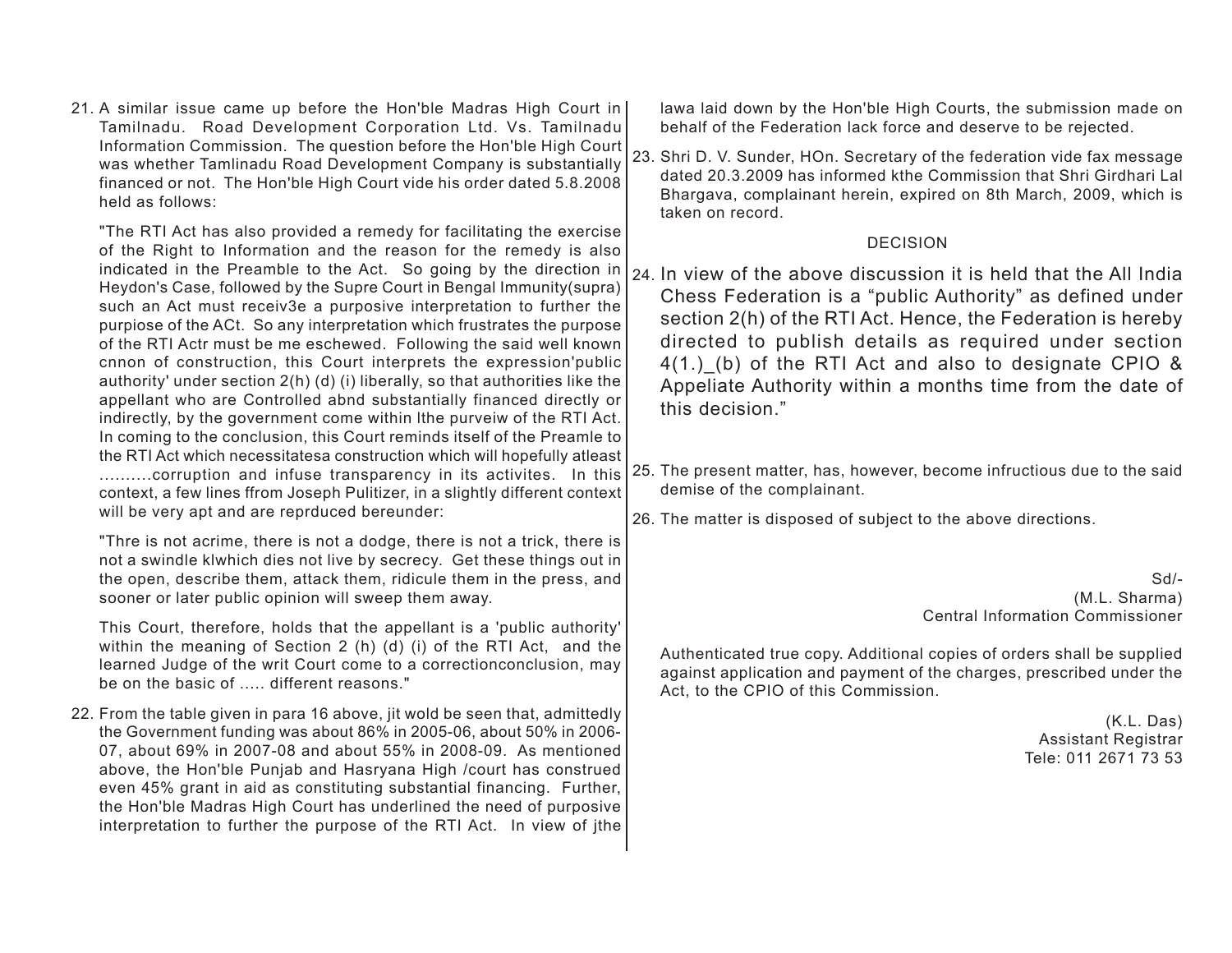21. A similar issue came up before the Hon'ble Madras High Court in Tamilnadu. Road Development Corporation Ltd. Vs. Tamilnadu Information Commission. The question before the Hon'ble High Court was whether Tamlinadu Road Development Company is substantially financed or not. The Hon'ble High Court vide his order dated 5.8.2008 held as follows:

   "The RTI Act has also provided a remedy for facilitating the exercise of the Right to Information and the reason for the remedy is also indicated in the Preamble to the Act. So going by the direction in Heydon's Case, followed by the Supre Court in Bengal Immunity(supra) such an Act must receiv3e a purposive interpretation to further the purpiose of the ACt. So any interpretation which frustrates the purpose of the RTI Actr must be me eschewed. Following the said well known cnnon of construction, this Court interprets the expression'public authority' under section 2(h) (d) (i) liberally, so that authorities like the appellant who are Controlled abnd substantially financed directly or indirectly, by the government come within lthe purveiw of the RTI Act. In coming to the conclusion, this Court reminds itself of the Preamle to the RTI Act which necessitatesa construction which will hopefully atleast ..........corruption and infuse transparency in its activites. In this context, a few lines ffrom Joseph Pulitizer, in a slightly different context will be very apt and are reprduced bereunder:

   "Thre is not acrime, there is not a dodge, there is not a trick, there is not a swindle klwhich dies not live by secrecy. Get these things out in the open, describe them, attack them, ridicule them in the press, and sooner or later public opinion will sweep them away.

   This Court, therefore, holds that the appellant is a 'public authority' within the meaning of Section 2 (h) (d) (i) of the RTI Act, and the learned Judge of the writ Court come to a correctionconclusion, may be on the basic of ..... different reasons."

22. From the table given in para 16 above, jit wold be seen that, admittedly the Government funding was about 86% in 2005-06, about 50% in 2006-07, about 69% in 2007-08 and about 55% in 2008-09. As mentioned above, the Hon'ble Punjab and Hasryana High /court has construed even 45% grant in aid as constituting substantial financing. Further, the Hon'ble Madras High Court has underlined the need of purposive interpretation to further the purpose of the RTI Act. In view of jthe lawa laid down by the Hon'ble High Courts, the submission made on behalf of the Federation lack force and deserve to be rejected.

23. Shri D. V. Sunder, HOn. Secretary of the federation vide fax message dated 20.3.2009 has informed kthe Commission that Shri Girdhari Lal Bhargava, complainant herein, expired on 8th March, 2009, which is taken on record.

DECISION

24. In view of the above discussion it is held that the All India Chess Federation is a "public Authority" as defined under section 2(h) of the RTI Act. Hence, the Federation is hereby directed to publish details as required under section 4(1.)_(b) of the RTI Act and also to designate CPIO & Appeliate Authority within a months time from the date of this decision."

25. The present matter, has, however, become infructious due to the said demise of the complainant.

26. The matter is disposed of subject to the above directions.

Sd/-
(M.L. Sharma)
Central Information Commissioner

Authenticated true copy. Additional copies of orders shall be supplied against application and payment of the charges, prescribed under the Act, to the CPIO of this Commission.

(K.L. Das)
Assistant Registrar
Tele: 011 2671 73 53